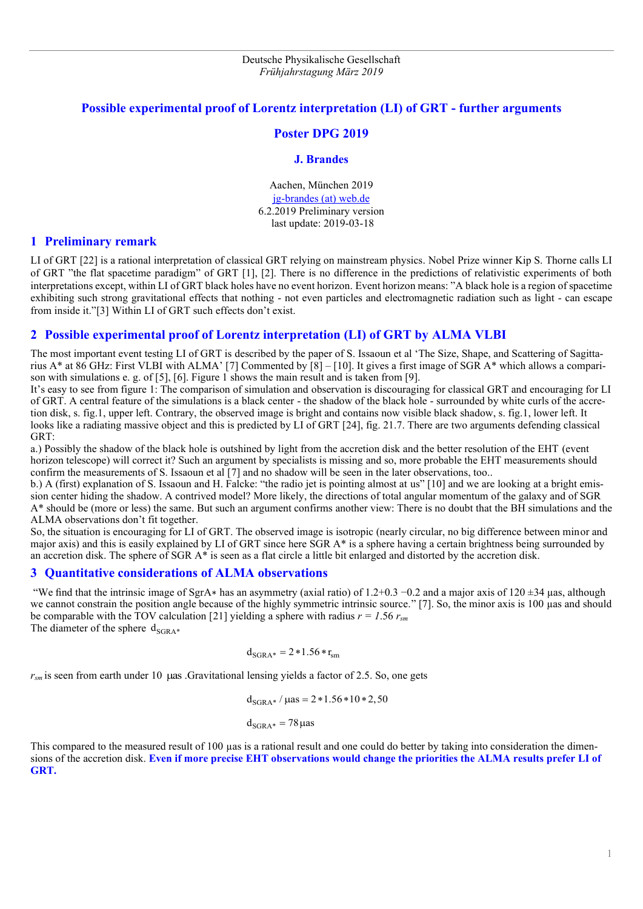Deutsche Physikalische Gesellschaft
*Frühjahrstagung März 2019*

# Possible experimental proof of Lorentz interpretation (LI) of GRT - further arguments

## Poster DPG 2019

### J. Brandes

Aachen, München 2019
jg-brandes (at) web.de
6.2.2019 Preliminary version
last update: 2019-03-18

## 1 Preliminary remark

LI of GRT [22] is a rational interpretation of classical GRT relying on mainstream physics. Nobel Prize winner Kip S. Thorne calls LI of GRT "the flat spacetime paradigm" of GRT [1], [2]. There is no difference in the predictions of relativistic experiments of both interpretations except, within LI of GRT black holes have no event horizon. Event horizon means: "A black hole is a region of spacetime exhibiting such strong gravitational effects that nothing - not even particles and electromagnetic radiation such as light - can escape from inside it."[3] Within LI of GRT such effects don't exist.

## 2 Possible experimental proof of Lorentz interpretation (LI) of GRT by ALMA VLBI

The most important event testing LI of GRT is described by the paper of S. Issaoun et al 'The Size, Shape, and Scattering of Sagittarius A* at 86 GHz: First VLBI with ALMA' [7] Commented by [8] – [10]. It gives a first image of SGR A* which allows a comparison with simulations e. g. of [5], [6]. Figure 1 shows the main result and is taken from [9].
It's easy to see from figure 1: The comparison of simulation and observation is discouraging for classical GRT and encouraging for LI of GRT. A central feature of the simulations is a black center - the shadow of the black hole - surrounded by white curls of the accretion disk, s. fig.1, upper left. Contrary, the observed image is bright and contains now visible black shadow, s. fig.1, lower left. It looks like a radiating massive object and this is predicted by LI of GRT [24], fig. 21.7. There are two arguments defending classical GRT:
a.) Possibly the shadow of the black hole is outshined by light from the accretion disk and the better resolution of the EHT (event horizon telescope) will correct it? Such an argument by specialists is missing and so, more probable the EHT measurements should confirm the measurements of S. Issaoun et al [7] and no shadow will be seen in the later observations, too..
b.) A (first) explanation of S. Issaoun and H. Falcke: "the radio jet is pointing almost at us" [10] and we are looking at a bright emission center hiding the shadow. A contrived model? More likely, the directions of total angular momentum of the galaxy and of SGR A* should be (more or less) the same. But such an argument confirms another view: There is no doubt that the BH simulations and the ALMA observations don't fit together.
So, the situation is encouraging for LI of GRT. The observed image is isotropic (nearly circular, no big difference between minor and major axis) and this is easily explained by LI of GRT since here SGR A* is a sphere having a certain brightness being surrounded by an accretion disk. The sphere of SGR A* is seen as a flat circle a little bit enlarged and distorted by the accretion disk.

## 3 Quantitative considerations of ALMA observations

"We find that the intrinsic image of SgrA∗ has an asymmetry (axial ratio) of 1.2+0.3 −0.2 and a major axis of 120 ±34 µas, although we cannot constrain the position angle because of the highly symmetric intrinsic source." [7]. So, the minor axis is 100 µas and should be comparable with the TOV calculation [21] yielding a sphere with radius $r = 1.56\, r_{sm}$
The diameter of the sphere $d_{SGRA*}$

$$d_{SGRA*} = 2 * 1.56 * r_{sm}$$

$r_{sm}$ is seen from earth under 10 µas .Gravitational lensing yields a factor of 2.5. So, one gets

$$d_{SGRA*} / \mu as = 2 * 1.56 * 10 * 2,50$$

$$d_{SGRA*} = 78\,\mu as$$

This compared to the measured result of 100 µas is a rational result and one could do better by taking into consideration the dimensions of the accretion disk. **Even if more precise EHT observations would change the priorities the ALMA results prefer LI of GRT.**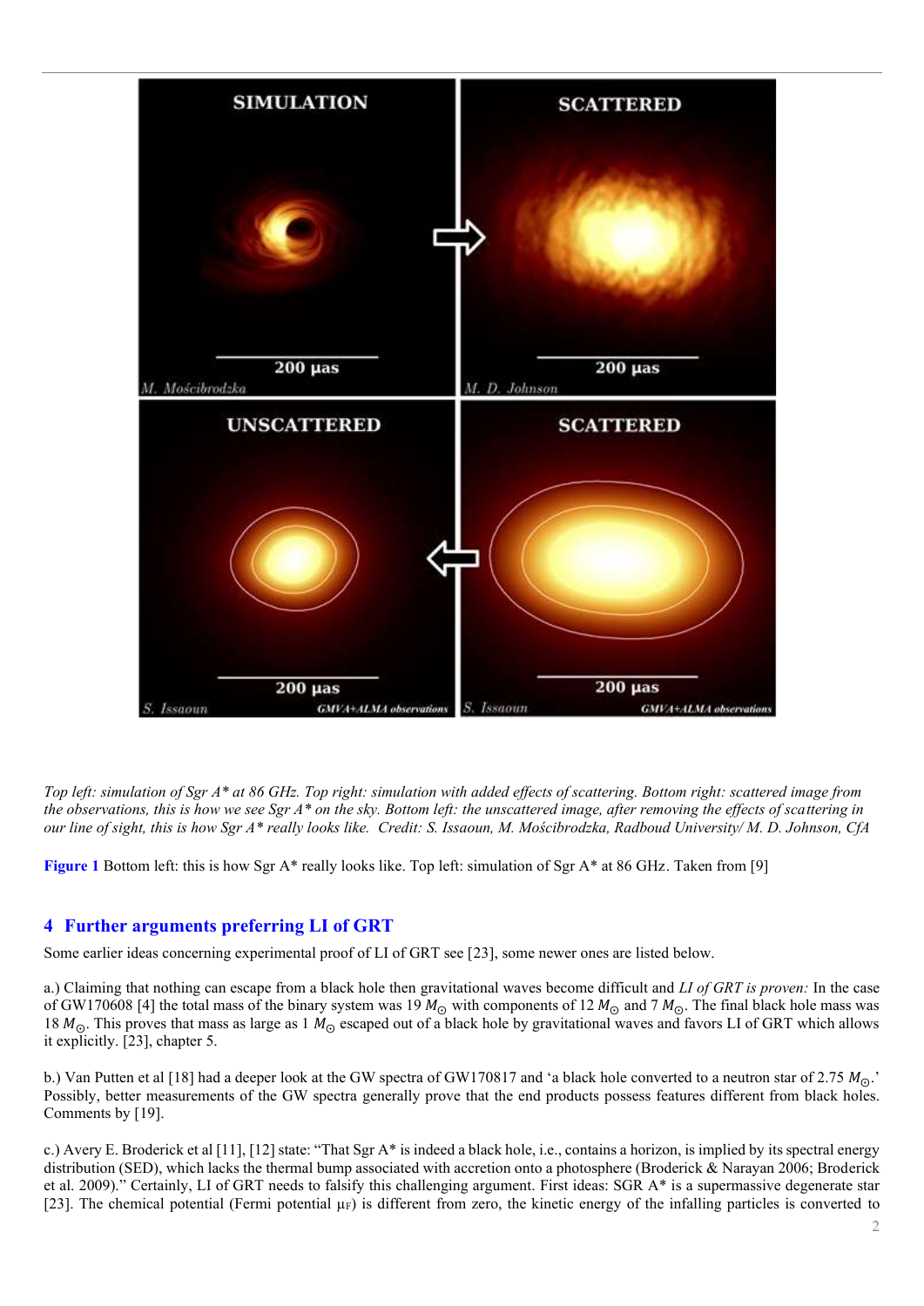*Top left: simulation of Sgr A\* at 86 GHz. Top right: simulation with added effects of scattering. Bottom right: scattered image from the observations, this is how we see Sgr A\* on the sky. Bottom left: the unscattered image, after removing the effects of scattering in our line of sight, this is how Sgr A\* really looks like. Credit: S. Issaoun, M. Mościbrodzka, Radboud University/ M. D. Johnson, CfA*

**Figure 1** Bottom left: this is how Sgr A* really looks like. Top left: simulation of Sgr A* at 86 GHz. Taken from [9]

## 4 Further arguments preferring LI of GRT

Some earlier ideas concerning experimental proof of LI of GRT see [23], some newer ones are listed below.

a.) Claiming that nothing can escape from a black hole then gravitational waves become difficult and *LI of GRT is proven:* In the case of GW170608 [4] the total mass of the binary system was 19 $M_{\odot}$ with components of 12 $M_{\odot}$ and 7 $M_{\odot}$. The final black hole mass was 18 $M_{\odot}$. This proves that mass as large as 1 $M_{\odot}$ escaped out of a black hole by gravitational waves and favors LI of GRT which allows it explicitly. [23], chapter 5.

b.) Van Putten et al [18] had a deeper look at the GW spectra of GW170817 and 'a black hole converted to a neutron star of 2.75 $M_{\odot}$.' Possibly, better measurements of the GW spectra generally prove that the end products possess features different from black holes. Comments by [19].

c.) Avery E. Broderick et al [11], [12] state: "That Sgr A* is indeed a black hole, i.e., contains a horizon, is implied by its spectral energy distribution (SED), which lacks the thermal bump associated with accretion onto a photosphere (Broderick & Narayan 2006; Broderick et al. 2009)." Certainly, LI of GRT needs to falsify this challenging argument. First ideas: SGR A* is a supermassive degenerate star [23]. The chemical potential (Fermi potential $\mu_F$) is different from zero, the kinetic energy of the infalling particles is converted to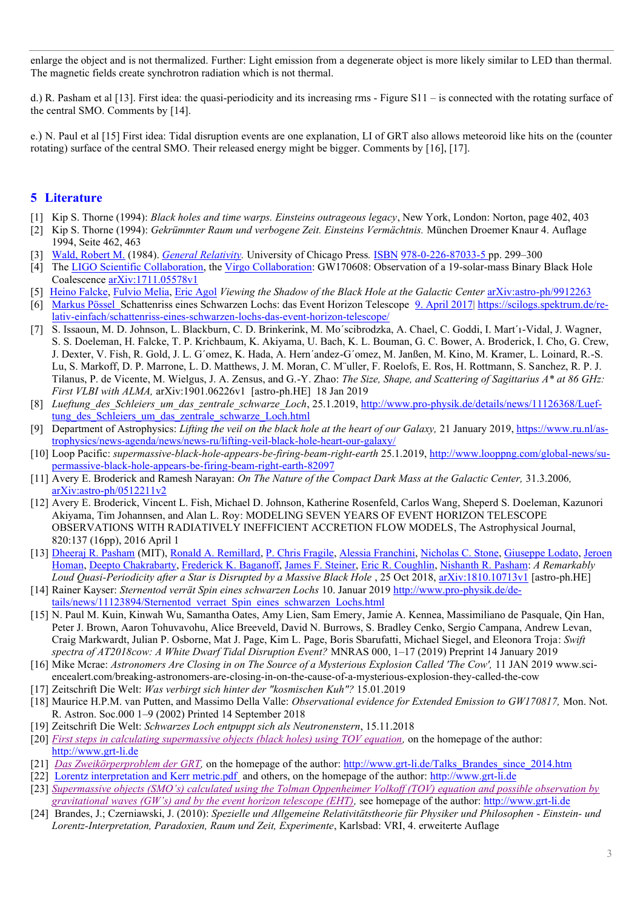enlarge the object and is not thermalized. Further: Light emission from a degenerate object is more likely similar to LED than thermal. The magnetic fields create synchrotron radiation which is not thermal.

d.) R. Pasham et al [13]. First idea: the quasi-periodicity and its increasing rms - Figure S11 – is connected with the rotating surface of the central SMO. Comments by [14].

e.) N. Paul et al [15] First idea: Tidal disruption events are one explanation, LI of GRT also allows meteoroid like hits on the (counter rotating) surface of the central SMO. Their released energy might be bigger. Comments by [16], [17].

## 5 Literature

[1] Kip S. Thorne (1994): *Black holes and time warps. Einsteins outrageous legacy*, New York, London: Norton, page 402, 403

[2] Kip S. Thorne (1994): *Gekrümmter Raum und verbogene Zeit. Einsteins Vermächtnis.* München Droemer Knaur 4. Auflage 1994, Seite 462, 463

[3] Wald, Robert M. (1984). *General Relativity.* University of Chicago Press. ISBN 978-0-226-87033-5 pp. 299–300

[4] The LIGO Scientific Collaboration, the Virgo Collaboration: GW170608: Observation of a 19-solar-mass Binary Black Hole Coalescence arXiv:1711.05578v1

[5] Heino Falcke, Fulvio Melia, Eric Agol *Viewing the Shadow of the Black Hole at the Galactic Center* arXiv:astro-ph/9912263

[6] Markus Pössel Schattenriss eines Schwarzen Lochs: das Event Horizon Telescope 9. April 2017| https://scilogs.spektrum.de/relativ-einfach/schattenriss-eines-schwarzen-lochs-das-event-horizon-telescope/

[7] S. Issaoun, M. D. Johnson, L. Blackburn, C. D. Brinkerink, M. Mo´scibrodzka, A. Chael, C. Goddi, I. Mart´ı-Vidal, J. Wagner, S. S. Doeleman, H. Falcke, T. P. Krichbaum, K. Akiyama, U. Bach, K. L. Bouman, G. C. Bower, A. Broderick, I. Cho, G. Crew, J. Dexter, V. Fish, R. Gold, J. L. G´omez, K. Hada, A. Hern´andez-G´omez, M. Janßen, M. Kino, M. Kramer, L. Loinard, R.-S. Lu, S. Markoff, D. P. Marrone, L. D. Matthews, J. M. Moran, C. M¨uller, F. Roelofs, E. Ros, H. Rottmann, S. Sanchez, R. P. J. Tilanus, P. de Vicente, M. Wielgus, J. A. Zensus, and G.-Y. Zhao: *The Size, Shape, and Scattering of Sagittarius A\* at 86 GHz: First VLBI with ALMA,* arXiv:1901.06226v1 [astro-ph.HE] 18 Jan 2019

[8] *Lueftung_des_Schleiers_um_das_zentrale_schwarze_Loch*, 25.1.2019, http://www.pro-physik.de/details/news/11126368/Lueftung_des_Schleiers_um_das_zentrale_schwarze_Loch.html

[9] Department of Astrophysics: *Lifting the veil on the black hole at the heart of our Galaxy,* 21 January 2019, https://www.ru.nl/astrophysics/news-agenda/news/news-ru/lifting-veil-black-hole-heart-our-galaxy/

[10] Loop Pacific: *supermassive-black-hole-appears-be-firing-beam-right-earth* 25.1.2019, http://www.looppng.com/global-news/supermassive-black-hole-appears-be-firing-beam-right-earth-82097

[11] Avery E. Broderick and Ramesh Narayan: *On The Nature of the Compact Dark Mass at the Galactic Center,* 31.3.2006*,* arXiv:astro-ph/0512211v2

[12] Avery E. Broderick, Vincent L. Fish, Michael D. Johnson, Katherine Rosenfeld, Carlos Wang, Sheperd S. Doeleman, Kazunori Akiyama, Tim Johannsen, and Alan L. Roy: MODELING SEVEN YEARS OF EVENT HORIZON TELESCOPE OBSERVATIONS WITH RADIATIVELY INEFFICIENT ACCRETION FLOW MODELS, The Astrophysical Journal, 820:137 (16pp), 2016 April 1

[13] Dheeraj R. Pasham (MIT), Ronald A. Remillard, P. Chris Fragile, Alessia Franchini, Nicholas C. Stone, Giuseppe Lodato, Jeroen Homan, Deepto Chakrabarty, Frederick K. Baganoff, James F. Steiner, Eric R. Coughlin, Nishanth R. Pasham: *A Remarkably Loud Quasi-Periodicity after a Star is Disrupted by a Massive Black Hole* , 25 Oct 2018, arXiv:1810.10713v1 [astro-ph.HE]

[14] Rainer Kayser: *Sternentod verrät Spin eines schwarzen Lochs* 10. Januar 2019 http://www.pro-physik.de/details/news/11123894/Sternentod_verraet_Spin_eines_schwarzen_Lochs.html

[15] N. Paul M. Kuin, Kinwah Wu, Samantha Oates, Amy Lien, Sam Emery, Jamie A. Kennea, Massimiliano de Pasquale, Qin Han, Peter J. Brown, Aaron Tohuvavohu, Alice Breeveld, David N. Burrows, S. Bradley Cenko, Sergio Campana, Andrew Levan, Craig Markwardt, Julian P. Osborne, Mat J. Page, Kim L. Page, Boris Sbarufatti, Michael Siegel, and Eleonora Troja: *Swift spectra of AT2018cow: A White Dwarf Tidal Disruption Event?* MNRAS 000, 1–17 (2019) Preprint 14 January 2019

[16] Mike Mcrae: *Astronomers Are Closing in on The Source of a Mysterious Explosion Called 'The Cow',* 11 JAN 2019 www.sciencealert.com/breaking-astronomers-are-closing-in-on-the-cause-of-a-mysterious-explosion-they-called-the-cow

[17] Zeitschrift Die Welt: *Was verbirgt sich hinter der "kosmischen Kuh"?* 15.01.2019

[18] Maurice H.P.M. van Putten, and Massimo Della Valle: *Observational evidence for Extended Emission to GW170817,* Mon. Not. R. Astron. Soc.000 1–9 (2002) Printed 14 September 2018

[19] Zeitschrift Die Welt: *Schwarzes Loch entpuppt sich als Neutronenstern*, 15.11.2018

[20] *First steps in calculating supermassive objects (black holes) using TOV equation*, on the homepage of the author: http://www.grt-li.de

[21] *Das Zweikörperproblem der GRT,* on the homepage of the author: http://www.grt-li.de/Talks_Brandes_since_2014.htm

[22] Lorentz interpretation and Kerr metric.pdf and others, on the homepage of the author: http://www.grt-li.de

[23] *Supermassive objects (SMO's) calculated using the Tolman Oppenheimer Volkoff (TOV) equation and possible observation by gravitational waves (GW's) and by the event horizon telescope (EHT),* see homepage of the author: http://www.grt-li.de

[24] Brandes, J.; Czerniawski, J. (2010): *Spezielle und Allgemeine Relativitätstheorie für Physiker und Philosophen - Einstein- und Lorentz-Interpretation, Paradoxien, Raum und Zeit, Experimente*, Karlsbad: VRI, 4. erweiterte Auflage